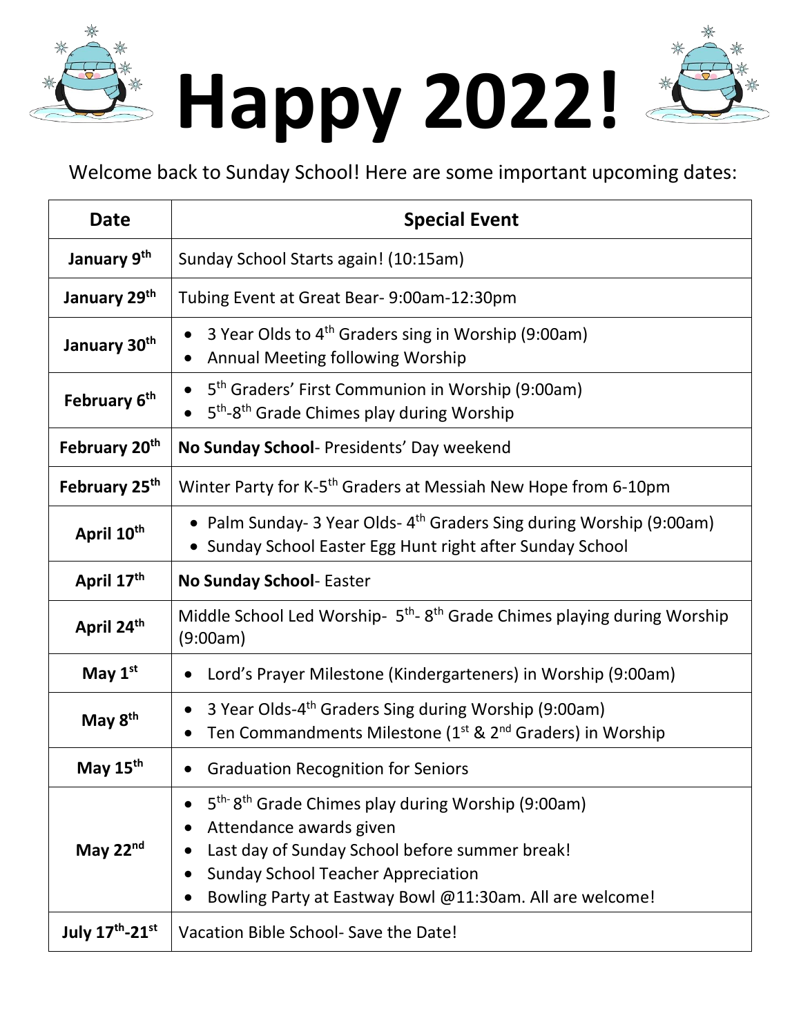# Happy 2022!

Welcome back to Sunday School! Here are some important upcoming dates:

| Date | Special Event |
|---|---|
| **January 9th** | Sunday School Starts again! (10:15am) |
| **January 29th** | Tubing Event at Great Bear- 9:00am-12:30pm |
| **January 30th** | • 3 Year Olds to 4th Graders sing in Worship (9:00am)<br>• Annual Meeting following Worship |
| **February 6th** | • 5th Graders' First Communion in Worship (9:00am)<br>• 5th-8th Grade Chimes play during Worship |
| **February 20th** | **No Sunday School**- Presidents' Day weekend |
| **February 25th** | Winter Party for K-5th Graders at Messiah New Hope from 6-10pm |
| **April 10th** | • Palm Sunday- 3 Year Olds- 4th Graders Sing during Worship (9:00am)<br>• Sunday School Easter Egg Hunt right after Sunday School |
| **April 17th** | **No Sunday School**- Easter |
| **April 24th** | Middle School Led Worship- 5th- 8th Grade Chimes playing during Worship (9:00am) |
| **May 1st** | • Lord's Prayer Milestone (Kindergarteners) in Worship (9:00am) |
| **May 8th** | • 3 Year Olds-4th Graders Sing during Worship (9:00am)<br>• Ten Commandments Milestone (1st & 2nd Graders) in Worship |
| **May 15th** | • Graduation Recognition for Seniors |
| **May 22nd** | • 5th- 8th Grade Chimes play during Worship (9:00am)<br>• Attendance awards given<br>• Last day of Sunday School before summer break!<br>• Sunday School Teacher Appreciation<br>• Bowling Party at Eastway Bowl @11:30am. All are welcome! |
| **July 17th-21st** | Vacation Bible School- Save the Date! |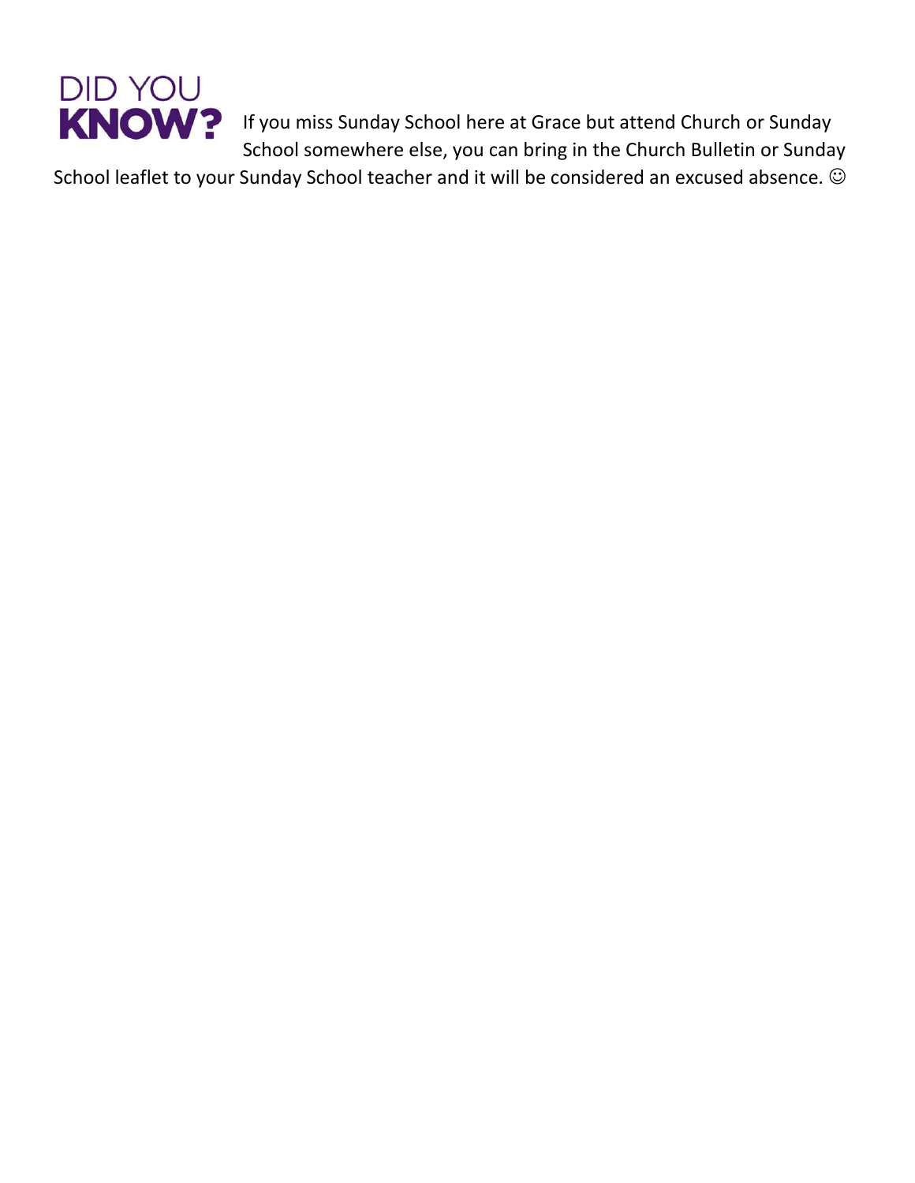**DID YOU KNOW?** If you miss Sunday School here at Grace but attend Church or Sunday School somewhere else, you can bring in the Church Bulletin or Sunday School leaflet to your Sunday School teacher and it will be considered an excused absence. ☺